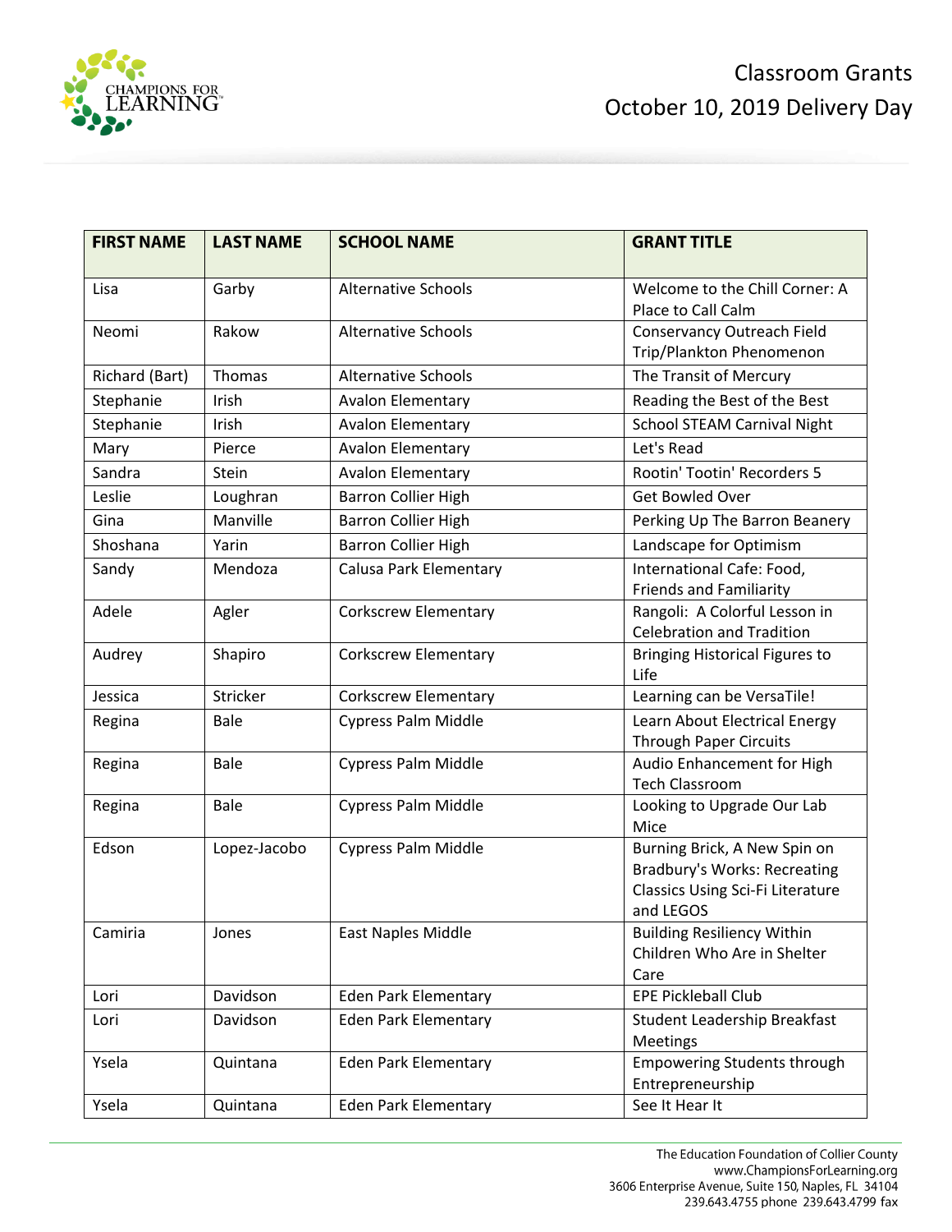# Classroom Grants
## October 10, 2019 Delivery Day

| FIRST NAME | LAST NAME | SCHOOL NAME | GRANT TITLE |
|---|---|---|---|
| Lisa | Garby | Alternative Schools | Welcome to the Chill Corner: A Place to Call Calm |
| Neomi | Rakow | Alternative Schools | Conservancy Outreach Field Trip/Plankton Phenomenon |
| Richard (Bart) | Thomas | Alternative Schools | The Transit of Mercury |
| Stephanie | Irish | Avalon Elementary | Reading the Best of the Best |
| Stephanie | Irish | Avalon Elementary | School STEAM Carnival Night |
| Mary | Pierce | Avalon Elementary | Let's Read |
| Sandra | Stein | Avalon Elementary | Rootin' Tootin' Recorders 5 |
| Leslie | Loughran | Barron Collier High | Get Bowled Over |
| Gina | Manville | Barron Collier High | Perking Up The Barron Beanery |
| Shoshana | Yarin | Barron Collier High | Landscape for Optimism |
| Sandy | Mendoza | Calusa Park Elementary | International Cafe: Food, Friends and Familiarity |
| Adele | Agler | Corkscrew Elementary | Rangoli: A Colorful Lesson in Celebration and Tradition |
| Audrey | Shapiro | Corkscrew Elementary | Bringing Historical Figures to Life |
| Jessica | Stricker | Corkscrew Elementary | Learning can be VersaTile! |
| Regina | Bale | Cypress Palm Middle | Learn About Electrical Energy Through Paper Circuits |
| Regina | Bale | Cypress Palm Middle | Audio Enhancement for High Tech Classroom |
| Regina | Bale | Cypress Palm Middle | Looking to Upgrade Our Lab Mice |
| Edson | Lopez-Jacobo | Cypress Palm Middle | Burning Brick, A New Spin on Bradbury's Works: Recreating Classics Using Sci-Fi Literature and LEGOS |
| Camiria | Jones | East Naples Middle | Building Resiliency Within Children Who Are in Shelter Care |
| Lori | Davidson | Eden Park Elementary | EPE Pickleball Club |
| Lori | Davidson | Eden Park Elementary | Student Leadership Breakfast Meetings |
| Ysela | Quintana | Eden Park Elementary | Empowering Students through Entrepreneurship |
| Ysela | Quintana | Eden Park Elementary | See It Hear It |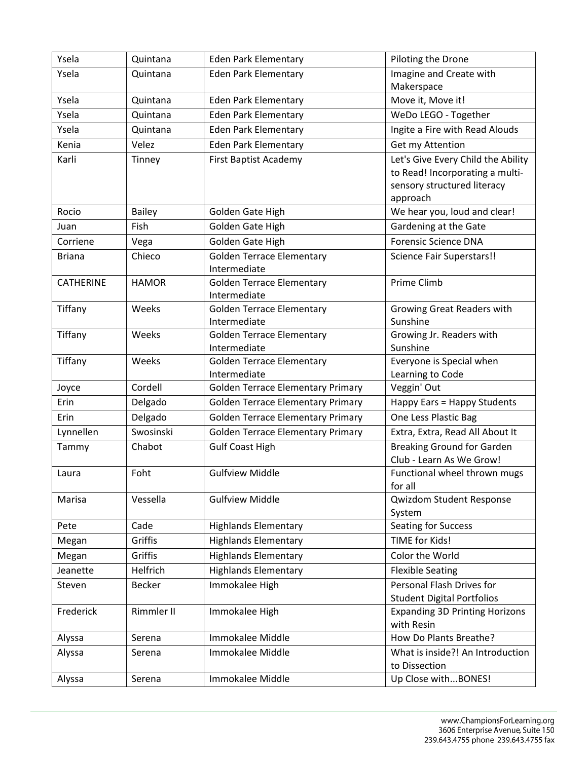| | | | |
|---|---|---|---|
| Ysela | Quintana | Eden Park Elementary | Piloting the Drone |
| Ysela | Quintana | Eden Park Elementary | Imagine and Create with Makerspace |
| Ysela | Quintana | Eden Park Elementary | Move it, Move it! |
| Ysela | Quintana | Eden Park Elementary | WeDo LEGO - Together |
| Ysela | Quintana | Eden Park Elementary | Ingite a Fire with Read Alouds |
| Kenia | Velez | Eden Park Elementary | Get my Attention |
| Karli | Tinney | First Baptist Academy | Let's Give Every Child the Ability to Read! Incorporating a multi-sensory structured literacy approach |
| Rocio | Bailey | Golden Gate High | We hear you, loud and clear! |
| Juan | Fish | Golden Gate High | Gardening at the Gate |
| Corriene | Vega | Golden Gate High | Forensic Science DNA |
| Briana | Chieco | Golden Terrace Elementary Intermediate | Science Fair Superstars!! |
| CATHERINE | HAMOR | Golden Terrace Elementary Intermediate | Prime Climb |
| Tiffany | Weeks | Golden Terrace Elementary Intermediate | Growing Great Readers with Sunshine |
| Tiffany | Weeks | Golden Terrace Elementary Intermediate | Growing Jr. Readers with Sunshine |
| Tiffany | Weeks | Golden Terrace Elementary Intermediate | Everyone is Special when Learning to Code |
| Joyce | Cordell | Golden Terrace Elementary Primary | Veggin' Out |
| Erin | Delgado | Golden Terrace Elementary Primary | Happy Ears = Happy Students |
| Erin | Delgado | Golden Terrace Elementary Primary | One Less Plastic Bag |
| Lynnellen | Swosinski | Golden Terrace Elementary Primary | Extra, Extra, Read All About It |
| Tammy | Chabot | Gulf Coast High | Breaking Ground for Garden Club - Learn As We Grow! |
| Laura | Foht | Gulfview Middle | Functional wheel thrown mugs for all |
| Marisa | Vessella | Gulfview Middle | Qwizdom Student Response System |
| Pete | Cade | Highlands Elementary | Seating for Success |
| Megan | Griffis | Highlands Elementary | TIME for Kids! |
| Megan | Griffis | Highlands Elementary | Color the World |
| Jeanette | Helfrich | Highlands Elementary | Flexible Seating |
| Steven | Becker | Immokalee High | Personal Flash Drives for Student Digital Portfolios |
| Frederick | Rimmler II | Immokalee High | Expanding 3D Printing Horizons with Resin |
| Alyssa | Serena | Immokalee Middle | How Do Plants Breathe? |
| Alyssa | Serena | Immokalee Middle | What is inside?! An Introduction to Dissection |
| Alyssa | Serena | Immokalee Middle | Up Close with...BONES! |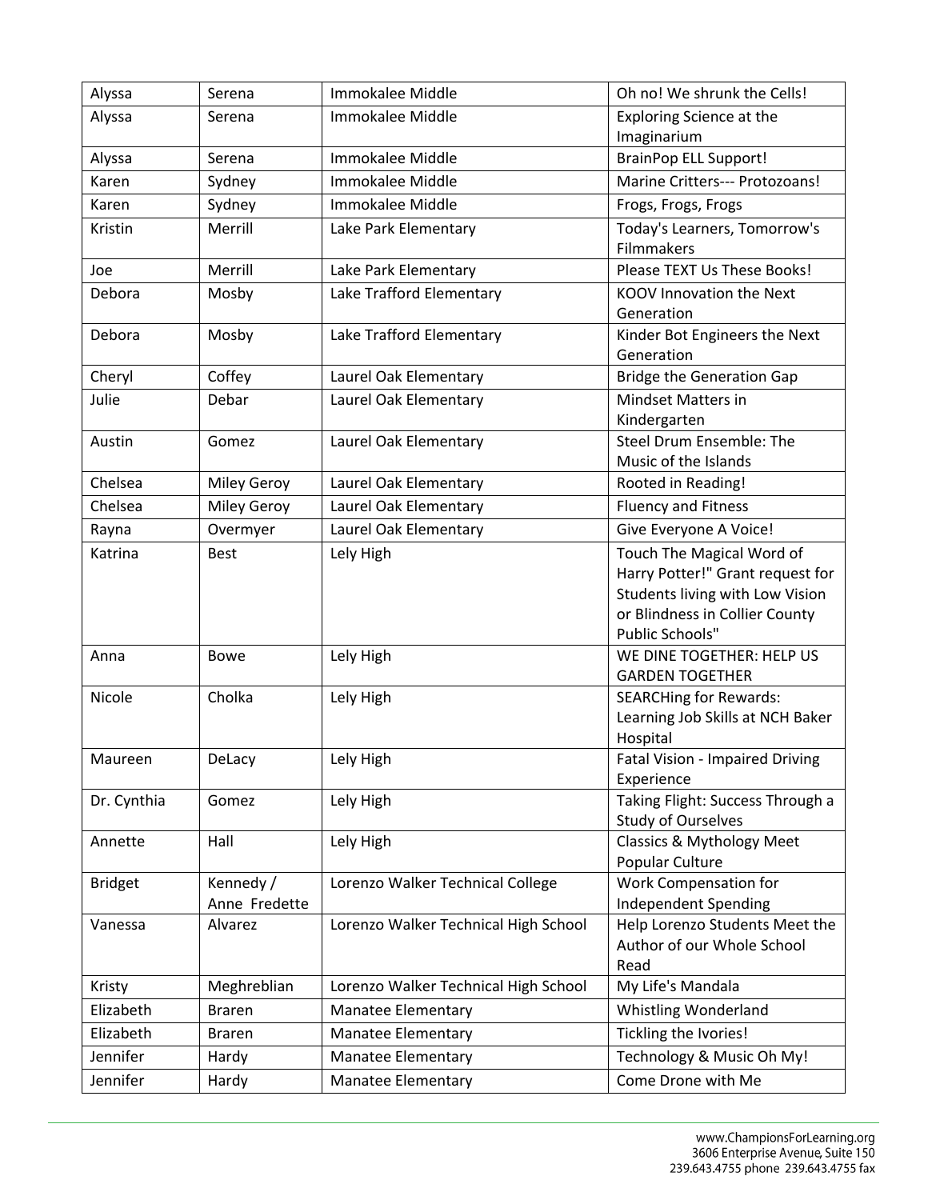| | | | |
|---|---|---|---|
| Alyssa | Serena | Immokalee Middle | Oh no! We shrunk the Cells! |
| Alyssa | Serena | Immokalee Middle | Exploring Science at the Imaginarium |
| Alyssa | Serena | Immokalee Middle | BrainPop ELL Support! |
| Karen | Sydney | Immokalee Middle | Marine Critters--- Protozoans! |
| Karen | Sydney | Immokalee Middle | Frogs, Frogs, Frogs |
| Kristin | Merrill | Lake Park Elementary | Today's Learners, Tomorrow's Filmmakers |
| Joe | Merrill | Lake Park Elementary | Please TEXT Us These Books! |
| Debora | Mosby | Lake Trafford Elementary | KOOV Innovation the Next Generation |
| Debora | Mosby | Lake Trafford Elementary | Kinder Bot Engineers the Next Generation |
| Cheryl | Coffey | Laurel Oak Elementary | Bridge the Generation Gap |
| Julie | Debar | Laurel Oak Elementary | Mindset Matters in Kindergarten |
| Austin | Gomez | Laurel Oak Elementary | Steel Drum Ensemble: The Music of the Islands |
| Chelsea | Miley Geroy | Laurel Oak Elementary | Rooted in Reading! |
| Chelsea | Miley Geroy | Laurel Oak Elementary | Fluency and Fitness |
| Rayna | Overmyer | Laurel Oak Elementary | Give Everyone A Voice! |
| Katrina | Best | Lely High | Touch The Magical Word of Harry Potter!" Grant request for Students living with Low Vision or Blindness in Collier County Public Schools" |
| Anna | Bowe | Lely High | WE DINE TOGETHER: HELP US GARDEN TOGETHER |
| Nicole | Cholka | Lely High | SEARCHing for Rewards: Learning Job Skills at NCH Baker Hospital |
| Maureen | DeLacy | Lely High | Fatal Vision - Impaired Driving Experience |
| Dr. Cynthia | Gomez | Lely High | Taking Flight: Success Through a Study of Ourselves |
| Annette | Hall | Lely High | Classics & Mythology Meet Popular Culture |
| Bridget | Kennedy / Anne Fredette | Lorenzo Walker Technical College | Work Compensation for Independent Spending |
| Vanessa | Alvarez | Lorenzo Walker Technical High School | Help Lorenzo Students Meet the Author of our Whole School Read |
| Kristy | Meghreblian | Lorenzo Walker Technical High School | My Life's Mandala |
| Elizabeth | Braren | Manatee Elementary | Whistling Wonderland |
| Elizabeth | Braren | Manatee Elementary | Tickling the Ivories! |
| Jennifer | Hardy | Manatee Elementary | Technology & Music Oh My! |
| Jennifer | Hardy | Manatee Elementary | Come Drone with Me |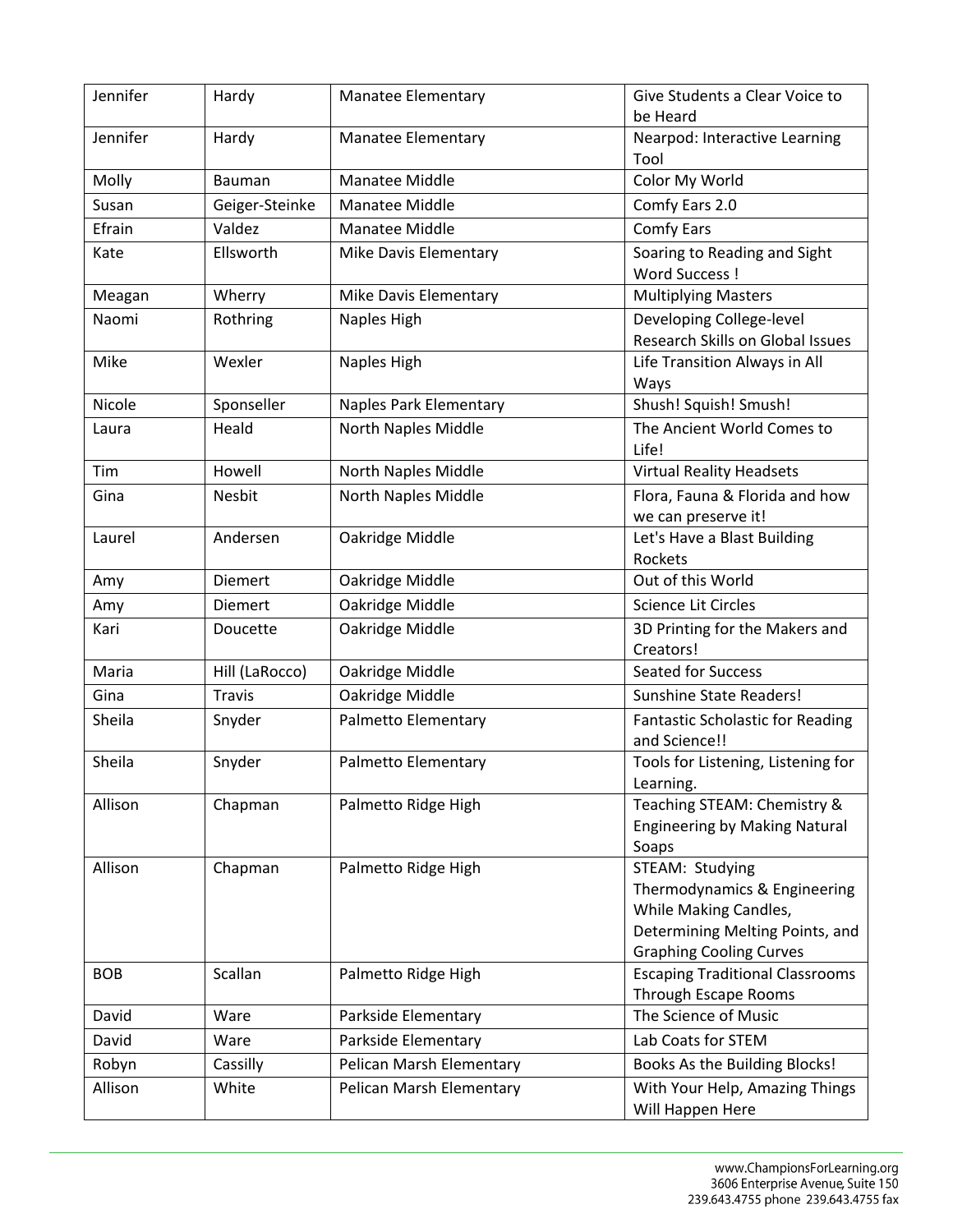| | | | |
|---|---|---|---|
| Jennifer | Hardy | Manatee Elementary | Give Students a Clear Voice to be Heard |
| Jennifer | Hardy | Manatee Elementary | Nearpod: Interactive Learning Tool |
| Molly | Bauman | Manatee Middle | Color My World |
| Susan | Geiger-Steinke | Manatee Middle | Comfy Ears 2.0 |
| Efrain | Valdez | Manatee Middle | Comfy Ears |
| Kate | Ellsworth | Mike Davis Elementary | Soaring to Reading and Sight Word Success ! |
| Meagan | Wherry | Mike Davis Elementary | Multiplying Masters |
| Naomi | Rothring | Naples High | Developing College-level Research Skills on Global Issues |
| Mike | Wexler | Naples High | Life Transition Always in All Ways |
| Nicole | Sponseller | Naples Park Elementary | Shush! Squish! Smush! |
| Laura | Heald | North Naples Middle | The Ancient World Comes to Life! |
| Tim | Howell | North Naples Middle | Virtual Reality Headsets |
| Gina | Nesbit | North Naples Middle | Flora, Fauna & Florida and how we can preserve it! |
| Laurel | Andersen | Oakridge Middle | Let's Have a Blast Building Rockets |
| Amy | Diemert | Oakridge Middle | Out of this World |
| Amy | Diemert | Oakridge Middle | Science Lit Circles |
| Kari | Doucette | Oakridge Middle | 3D Printing for the Makers and Creators! |
| Maria | Hill (LaRocco) | Oakridge Middle | Seated for Success |
| Gina | Travis | Oakridge Middle | Sunshine State Readers! |
| Sheila | Snyder | Palmetto Elementary | Fantastic Scholastic for Reading and Science!! |
| Sheila | Snyder | Palmetto Elementary | Tools for Listening, Listening for Learning. |
| Allison | Chapman | Palmetto Ridge High | Teaching STEAM: Chemistry & Engineering by Making Natural Soaps |
| Allison | Chapman | Palmetto Ridge High | STEAM: Studying Thermodynamics & Engineering While Making Candles, Determining Melting Points, and Graphing Cooling Curves |
| BOB | Scallan | Palmetto Ridge High | Escaping Traditional Classrooms Through Escape Rooms |
| David | Ware | Parkside Elementary | The Science of Music |
| David | Ware | Parkside Elementary | Lab Coats for STEM |
| Robyn | Cassilly | Pelican Marsh Elementary | Books As the Building Blocks! |
| Allison | White | Pelican Marsh Elementary | With Your Help, Amazing Things Will Happen Here |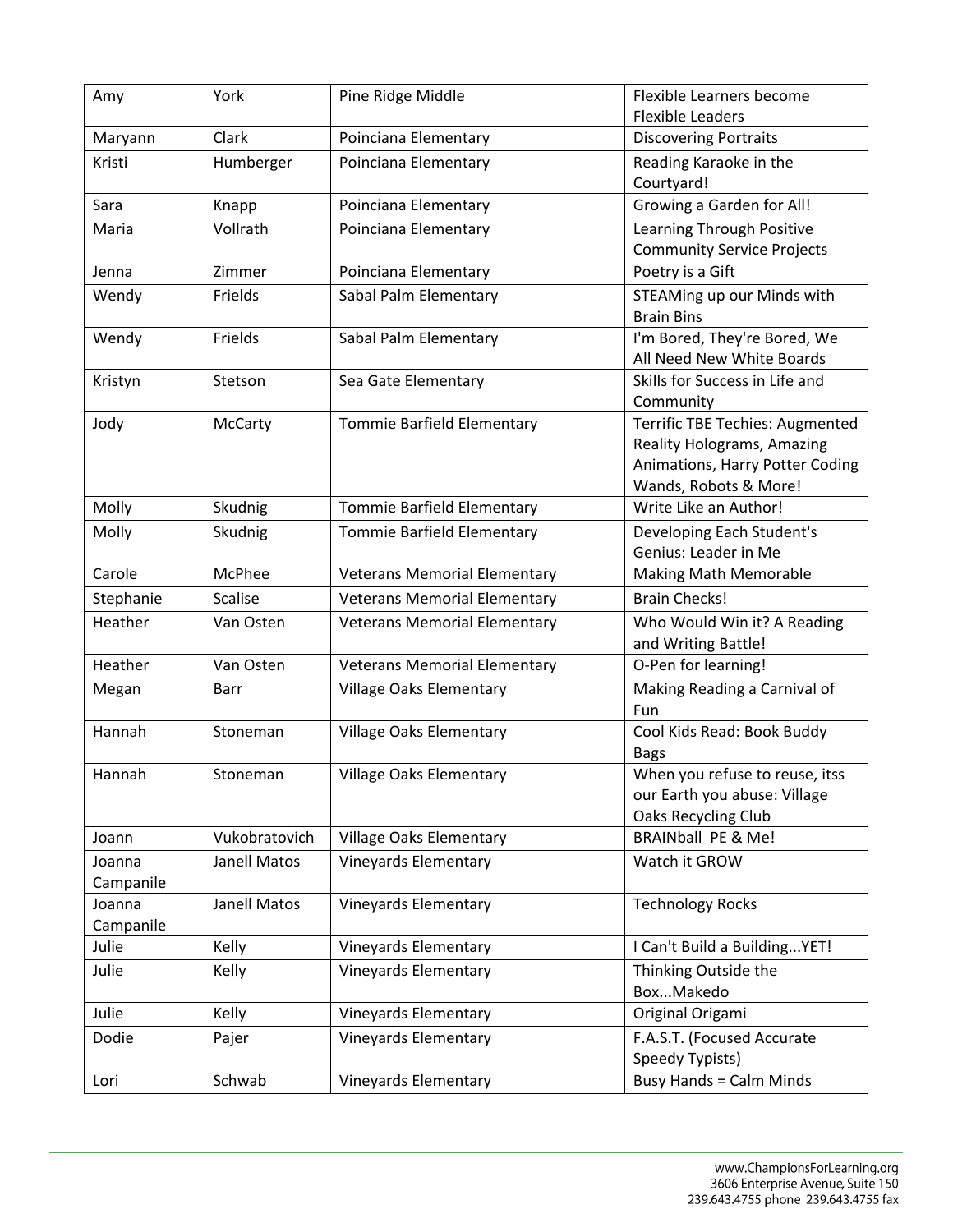| | | | |
|---|---|---|---|
| Amy | York | Pine Ridge Middle | Flexible Learners become Flexible Leaders |
| Maryann | Clark | Poinciana Elementary | Discovering Portraits |
| Kristi | Humberger | Poinciana Elementary | Reading Karaoke in the Courtyard! |
| Sara | Knapp | Poinciana Elementary | Growing a Garden for All! |
| Maria | Vollrath | Poinciana Elementary | Learning Through Positive Community Service Projects |
| Jenna | Zimmer | Poinciana Elementary | Poetry is a Gift |
| Wendy | Frields | Sabal Palm Elementary | STEAMing up our Minds with Brain Bins |
| Wendy | Frields | Sabal Palm Elementary | I'm Bored, They're Bored, We All Need New White Boards |
| Kristyn | Stetson | Sea Gate Elementary | Skills for Success in Life and Community |
| Jody | McCarty | Tommie Barfield Elementary | Terrific TBE Techies: Augmented Reality Holograms, Amazing Animations, Harry Potter Coding Wands, Robots & More! |
| Molly | Skudnig | Tommie Barfield Elementary | Write Like an Author! |
| Molly | Skudnig | Tommie Barfield Elementary | Developing Each Student's Genius: Leader in Me |
| Carole | McPhee | Veterans Memorial Elementary | Making Math Memorable |
| Stephanie | Scalise | Veterans Memorial Elementary | Brain Checks! |
| Heather | Van Osten | Veterans Memorial Elementary | Who Would Win it? A Reading and Writing Battle! |
| Heather | Van Osten | Veterans Memorial Elementary | O-Pen for learning! |
| Megan | Barr | Village Oaks Elementary | Making Reading a Carnival of Fun |
| Hannah | Stoneman | Village Oaks Elementary | Cool Kids Read: Book Buddy Bags |
| Hannah | Stoneman | Village Oaks Elementary | When you refuse to reuse, itss our Earth you abuse: Village Oaks Recycling Club |
| Joann | Vukobratovich | Village Oaks Elementary | BRAINball PE & Me! |
| Joanna Campanile | Janell Matos | Vineyards Elementary | Watch it GROW |
| Joanna Campanile | Janell Matos | Vineyards Elementary | Technology Rocks |
| Julie | Kelly | Vineyards Elementary | I Can't Build a Building...YET! |
| Julie | Kelly | Vineyards Elementary | Thinking Outside the Box...Makedo |
| Julie | Kelly | Vineyards Elementary | Original Origami |
| Dodie | Pajer | Vineyards Elementary | F.A.S.T. (Focused Accurate Speedy Typists) |
| Lori | Schwab | Vineyards Elementary | Busy Hands = Calm Minds |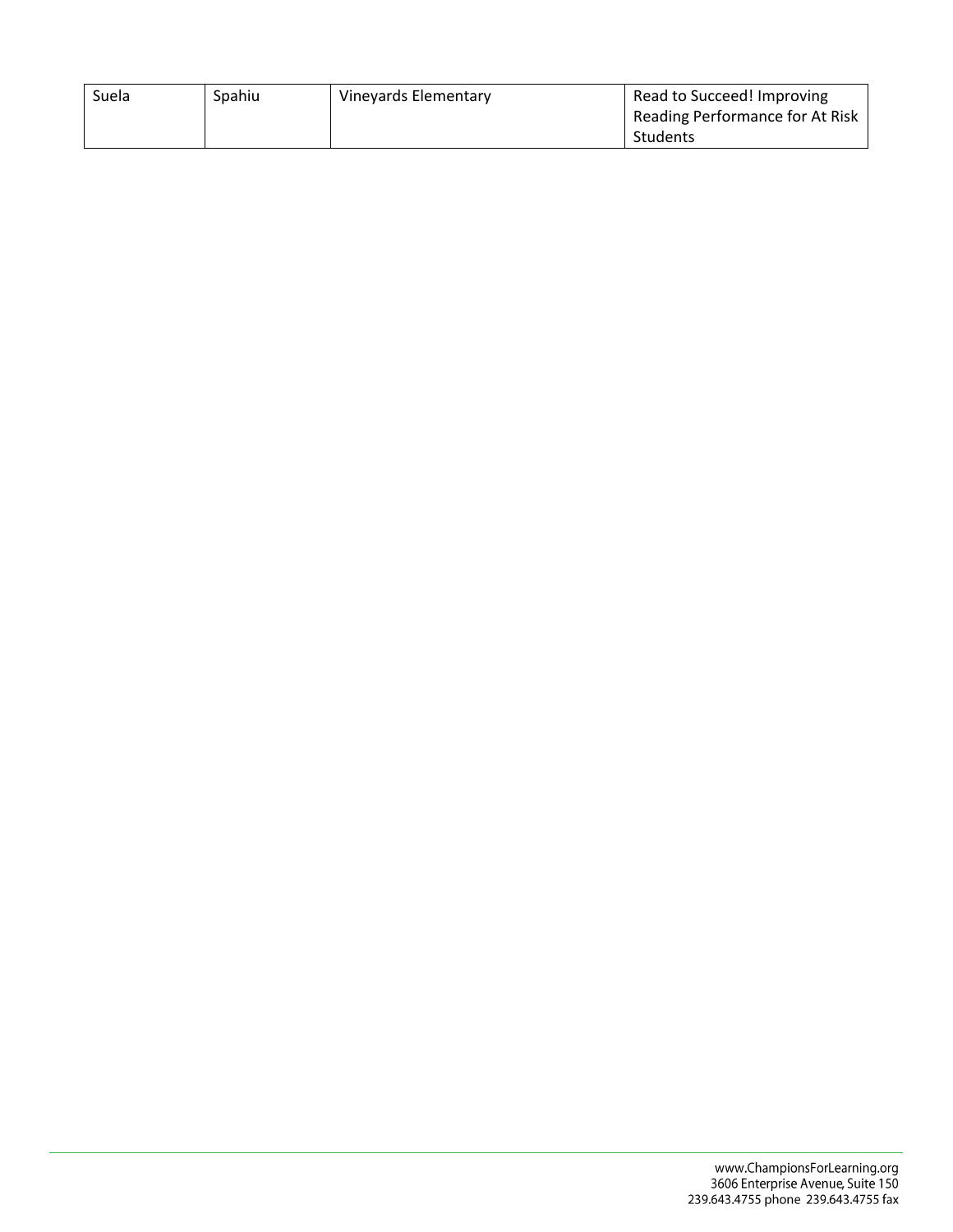| | | | |
|---|---|---|---|
| Suela | Spahiu | Vineyards Elementary | Read to Succeed! Improving Reading Performance for At Risk Students |